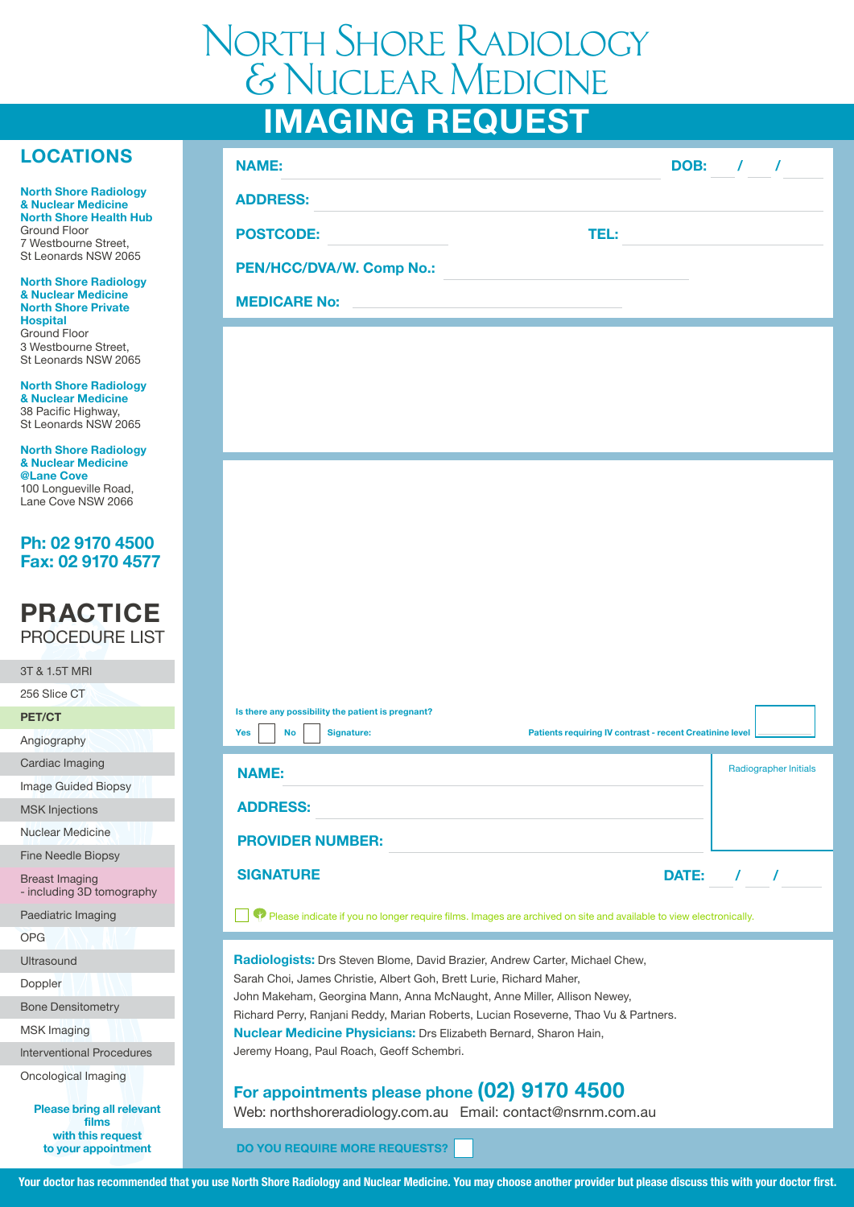# North Shore Radiology & Nuclear Medicine

## IMAGING REQUEST

## LOCATIONS

**North Shore Radiology & Nuclear Medicine North Shore Health Hub**
Ground Floor
7 Westbourne Street,
St Leonards NSW 2065

**North Shore Radiology & Nuclear Medicine North Shore Private Hospital**
Ground Floor
3 Westbourne Street,
St Leonards NSW 2065

**North Shore Radiology & Nuclear Medicine**
38 Pacific Highway,
St Leonards NSW 2065

**North Shore Radiology & Nuclear Medicine @Lane Cove**
100 Longueville Road,
Lane Cove NSW 2066

**Ph: 02 9170 4500**
**Fax: 02 9170 4577**

## PRACTICE
PROCEDURE LIST

- 3T & 1.5T MRI
- 256 Slice CT
- **PET/CT**
- Angiography
- Cardiac Imaging
- Image Guided Biopsy
- MSK Injections
- Nuclear Medicine
- Fine Needle Biopsy
- Breast Imaging - including 3D tomography
- Paediatric Imaging
- OPG
- Ultrasound
- Doppler
- Bone Densitometry
- MSK Imaging
- Interventional Procedures
- Oncological Imaging

**Please bring all relevant films with this request to your appointment**

---

**NAME:** ____________________ **DOB:** ___ / ___ / ___

**ADDRESS:** ____________________

**POSTCODE:** __________ **TEL:** __________

**PEN/HCC/DVA/W. Comp No.:** __________

**MEDICARE No:** __________

Is there any possibility the patient is pregnant?

Yes ☐ No ☐ Signature:

Patients requiring IV contrast - recent Creatinine level ☐

**NAME:** ____________________

**ADDRESS:** ____________________

**PROVIDER NUMBER:** ____________________

**SIGNATURE** **DATE:** ___ / ___ / ___

Radiographer Initials

☐ Please indicate if you no longer require films. Images are archived on site and available to view electronically.

**Radiologists:** Drs Steven Blome, David Brazier, Andrew Carter, Michael Chew, Sarah Choi, James Christie, Albert Goh, Brett Lurie, Richard Maher, John Makeham, Georgina Mann, Anna McNaught, Anne Miller, Allison Newey, Richard Perry, Ranjani Reddy, Marian Roberts, Lucian Roseverne, Thao Vu & Partners.
**Nuclear Medicine Physicians:** Drs Elizabeth Bernard, Sharon Hain, Jeremy Hoang, Paul Roach, Geoff Schembri.

**For appointments please phone (02) 9170 4500**
Web: northshoreradiology.com.au Email: contact@nsrnm.com.au

**DO YOU REQUIRE MORE REQUESTS?** ☐

**Your doctor has recommended that you use North Shore Radiology and Nuclear Medicine. You may choose another provider but please discuss this with your doctor first.**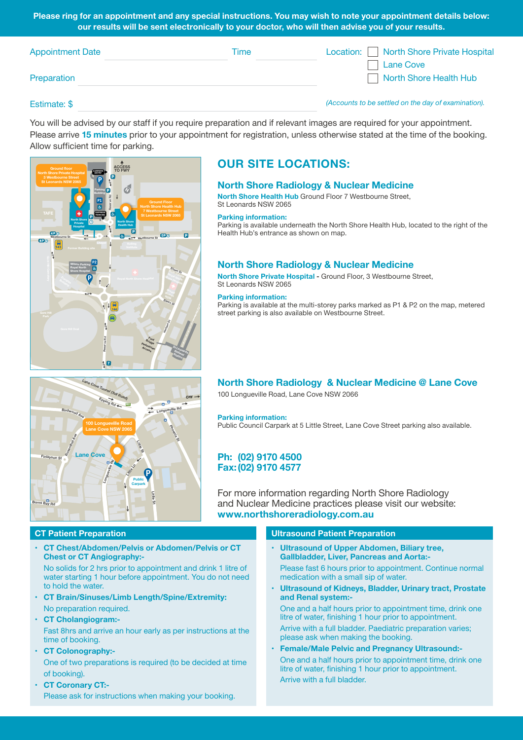**Please ring for an appointment and any special instructions. You may wish to note your appointment details below: our results will be sent electronically to your doctor, who will then advise you of your results.**

Appointment Date ______________ Time ______________

Location: ☐ North Shore Private Hospital ☐ Lane Cove ☐ North Shore Health Hub

Preparation ______________

Estimate: $ ______________

*(Accounts to be settled on the day of examination).*

You will be advised by our staff if you require preparation and if relevant images are required for your appointment. Please arrive **15 minutes** prior to your appointment for registration, unless otherwise stated at the time of the booking. Allow sufficient time for parking.

Ground floor North Shore Private Hospital 3 Westbourne Street St Leonards NSW 2065

Ground Floor North Shore Health Hub 7 Westbourne Street St Leonards NSW 2065

## OUR SITE LOCATIONS:

### North Shore Radiology & Nuclear Medicine

**North Shore Health Hub** Ground Floor 7 Westbourne Street, St Leonards NSW 2065

**Parking information:**
Parking is available underneath the North Shore Health Hub, located to the right of the Health Hub's entrance as shown on map.

### North Shore Radiology & Nuclear Medicine

**North Shore Private Hospital** - Ground Floor, 3 Westbourne Street, St Leonards NSW 2065

**Parking information:**
Parking is available at the multi-storey parks marked as P1 & P2 on the map, metered street parking is also available on Westbourne Street.

100 Longueville Road Lane Cove NSW 2065

### North Shore Radiology & Nuclear Medicine @ Lane Cove

100 Longueville Road, Lane Cove NSW 2066

**Parking information:**
Public Council Carpark at 5 Little Street, Lane Cove Street parking also available.

**Ph: (02) 9170 4500**
**Fax: (02) 9170 4577**

For more information regarding North Shore Radiology and Nuclear Medicine practices please visit our website:
**www.northshoreradiology.com.au**

## CT Patient Preparation

- **CT Chest/Abdomen/Pelvis or Abdomen/Pelvis or CT Chest or CT Angiography:-**
  No solids for 2 hrs prior to appointment and drink 1 litre of water starting 1 hour before appointment. You do not need to hold the water.
- **CT Brain/Sinuses/Limb Length/Spine/Extremity:**
  No preparation required.
- **CT Cholangiogram:-**
  Fast 8hrs and arrive an hour early as per instructions at the time of booking.
- **CT Colonography:-**
  One of two preparations is required (to be decided at time of booking).
- **CT Coronary CT:-**
  Please ask for instructions when making your booking.

## Ultrasound Patient Preparation

- **Ultrasound of Upper Abdomen, Biliary tree, Gallbladder, Liver, Pancreas and Aorta:-**
  Please fast 6 hours prior to appointment. Continue normal medication with a small sip of water.
- **Ultrasound of Kidneys, Bladder, Urinary tract, Prostate and Renal system:-**
  One and a half hours prior to appointment time, drink one litre of water, finishing 1 hour prior to appointment.
  Arrive with a full bladder. Paediatric preparation varies; please ask when making the booking.
- **Female/Male Pelvic and Pregnancy Ultrasound:-**
  One and a half hours prior to appointment time, drink one litre of water, finishing 1 hour prior to appointment.
  Arrive with a full bladder.